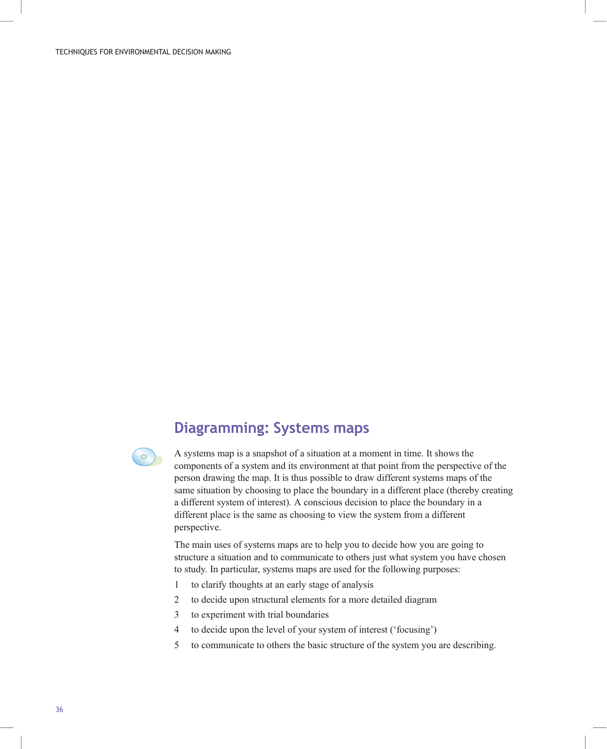## Diagramming: Systems maps

A systems map is a snapshot of a situation at a moment in time. It shows the components of a system and its environment at that point from the perspective of the person drawing the map. It is thus possible to draw different systems maps of the same situation by choosing to place the boundary in a different place (thereby creating a different system of interest). A conscious decision to place the boundary in a different place is the same as choosing to view the system from a different perspective.

The main uses of systems maps are to help you to decide how you are going to structure a situation and to communicate to others just what system you have chosen to study. In particular, systems maps are used for the following purposes:

1. to clarify thoughts at an early stage of analysis
2. to decide upon structural elements for a more detailed diagram
3. to experiment with trial boundaries
4. to decide upon the level of your system of interest (‘focusing’)
5. to communicate to others the basic structure of the system you are describing.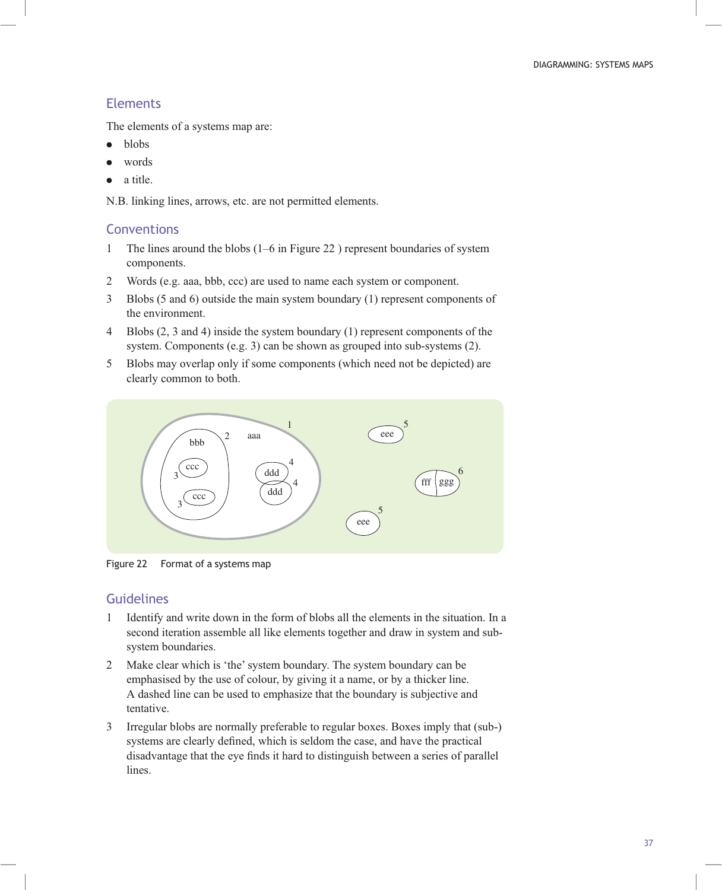## Elements

The elements of a systems map are:

- blobs
- words
- a title.

N.B. linking lines, arrows, etc. are not permitted elements.

## Conventions

1. The lines around the blobs (1–6 in Figure 22 ) represent boundaries of system components.
2. Words (e.g. aaa, bbb, ccc) are used to name each system or component.
3. Blobs (5 and 6) outside the main system boundary (1) represent components of the environment.
4. Blobs (2, 3 and 4) inside the system boundary (1) represent components of the system. Components (e.g. 3) can be shown as grouped into sub-systems (2).
5. Blobs may overlap only if some components (which need not be depicted) are clearly common to both.

Figure 22 Format of a systems map

## Guidelines

1. Identify and write down in the form of blobs all the elements in the situation. In a second iteration assemble all like elements together and draw in system and sub-system boundaries.
2. Make clear which is 'the' system boundary. The system boundary can be emphasised by the use of colour, by giving it a name, or by a thicker line. A dashed line can be used to emphasize that the boundary is subjective and tentative.
3. Irregular blobs are normally preferable to regular boxes. Boxes imply that (sub-) systems are clearly defined, which is seldom the case, and have the practical disadvantage that the eye finds it hard to distinguish between a series of parallel lines.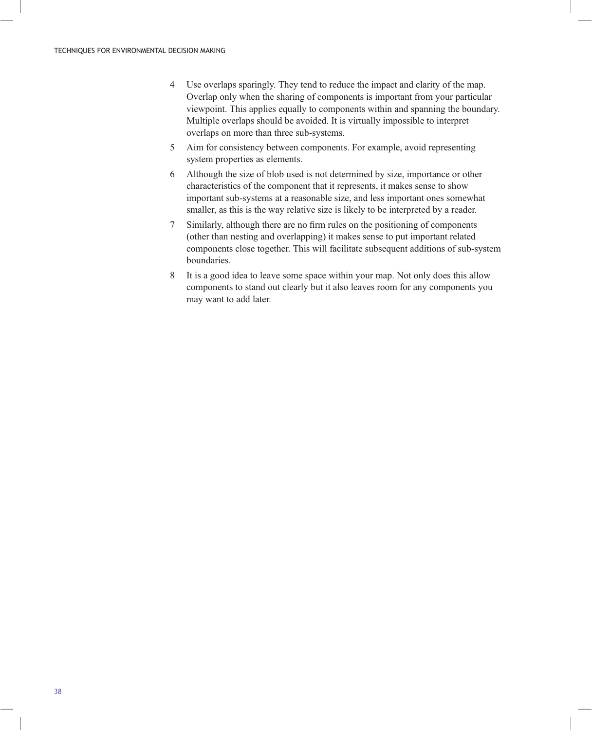4. Use overlaps sparingly. They tend to reduce the impact and clarity of the map. Overlap only when the sharing of components is important from your particular viewpoint. This applies equally to components within and spanning the boundary. Multiple overlaps should be avoided. It is virtually impossible to interpret overlaps on more than three sub-systems.
5. Aim for consistency between components. For example, avoid representing system properties as elements.
6. Although the size of blob used is not determined by size, importance or other characteristics of the component that it represents, it makes sense to show important sub-systems at a reasonable size, and less important ones somewhat smaller, as this is the way relative size is likely to be interpreted by a reader.
7. Similarly, although there are no firm rules on the positioning of components (other than nesting and overlapping) it makes sense to put important related components close together. This will facilitate subsequent additions of sub-system boundaries.
8. It is a good idea to leave some space within your map. Not only does this allow components to stand out clearly but it also leaves room for any components you may want to add later.